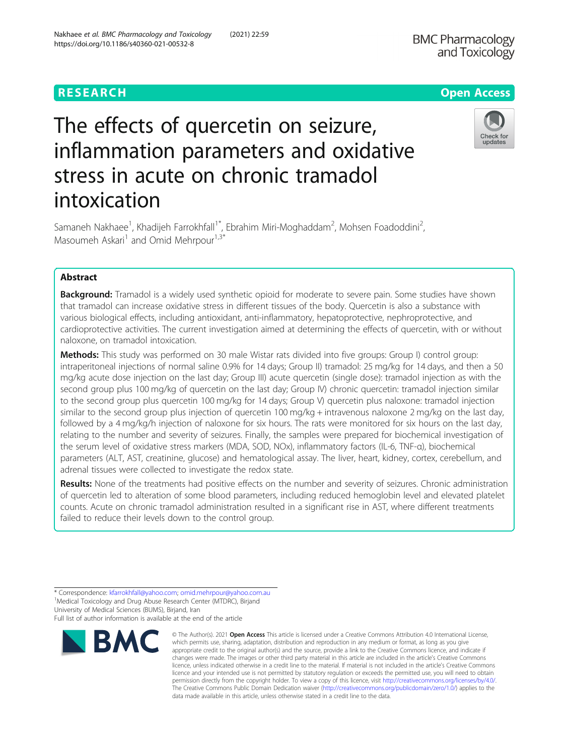RESEARCH

Open Access

# The effects of quercetin on seizure, inflammation parameters and oxidative stress in acute on chronic tramadol intoxication

Samaneh Nakhaee[1], Khadijeh Farrokhfall[1*], Ebrahim Miri-Moghaddam[2], Mohsen Foadoddini[2], Masoumeh Askari[1] and Omid Mehrpour[1,3*]

## Abstract

**Background:** Tramadol is a widely used synthetic opioid for moderate to severe pain. Some studies have shown that tramadol can increase oxidative stress in different tissues of the body. Quercetin is also a substance with various biological effects, including antioxidant, anti-inflammatory, hepatoprotective, nephroprotective, and cardioprotective activities. The current investigation aimed at determining the effects of quercetin, with or without naloxone, on tramadol intoxication.

**Methods:** This study was performed on 30 male Wistar rats divided into five groups: Group I) control group: intraperitoneal injections of normal saline 0.9% for 14 days; Group II) tramadol: 25 mg/kg for 14 days, and then a 50 mg/kg acute dose injection on the last day; Group III) acute quercetin (single dose): tramadol injection as with the second group plus 100 mg/kg of quercetin on the last day; Group IV) chronic quercetin: tramadol injection similar to the second group plus quercetin 100 mg/kg for 14 days; Group V) quercetin plus naloxone: tramadol injection similar to the second group plus injection of quercetin 100 mg/kg + intravenous naloxone 2 mg/kg on the last day, followed by a 4 mg/kg/h injection of naloxone for six hours. The rats were monitored for six hours on the last day, relating to the number and severity of seizures. Finally, the samples were prepared for biochemical investigation of the serum level of oxidative stress markers (MDA, SOD, NOx), inflammatory factors (IL-6, TNF-α), biochemical parameters (ALT, AST, creatinine, glucose) and hematological assay. The liver, heart, kidney, cortex, cerebellum, and adrenal tissues were collected to investigate the redox state.

**Results:** None of the treatments had positive effects on the number and severity of seizures. Chronic administration of quercetin led to alteration of some blood parameters, including reduced hemoglobin level and elevated platelet counts. Acute on chronic tramadol administration resulted in a significant rise in AST, where different treatments failed to reduce their levels down to the control group.

* Correspondence: kfarrokhfall@yahoo.com; omid.mehrpour@yahoo.com.au
[1]Medical Toxicology and Drug Abuse Research Center (MTDRC), Birjand University of Medical Sciences (BUMS), Birjand, Iran
Full list of author information is available at the end of the article

© The Author(s). 2021 **Open Access** This article is licensed under a Creative Commons Attribution 4.0 International License, which permits use, sharing, adaptation, distribution and reproduction in any medium or format, as long as you give appropriate credit to the original author(s) and the source, provide a link to the Creative Commons licence, and indicate if changes were made. The images or other third party material in this article are included in the article's Creative Commons licence, unless indicated otherwise in a credit line to the material. If material is not included in the article's Creative Commons licence and your intended use is not permitted by statutory regulation or exceeds the permitted use, you will need to obtain permission directly from the copyright holder. To view a copy of this licence, visit http://creativecommons.org/licenses/by/4.0/. The Creative Commons Public Domain Dedication waiver (http://creativecommons.org/publicdomain/zero/1.0/) applies to the data made available in this article, unless otherwise stated in a credit line to the data.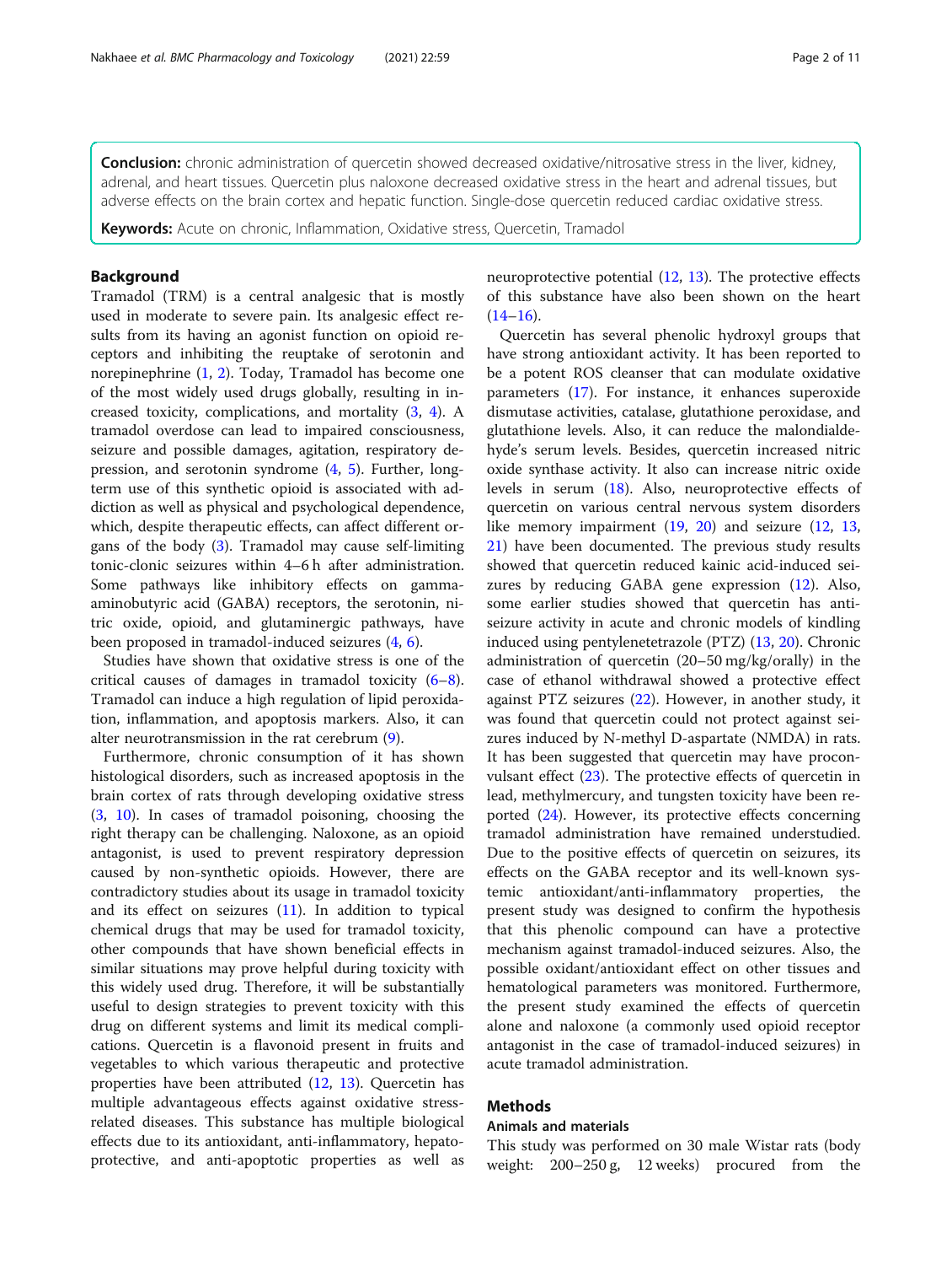**Conclusion:** chronic administration of quercetin showed decreased oxidative/nitrosative stress in the liver, kidney, adrenal, and heart tissues. Quercetin plus naloxone decreased oxidative stress in the heart and adrenal tissues, but adverse effects on the brain cortex and hepatic function. Single-dose quercetin reduced cardiac oxidative stress.

**Keywords:** Acute on chronic, Inflammation, Oxidative stress, Quercetin, Tramadol

## Background

Tramadol (TRM) is a central analgesic that is mostly used in moderate to severe pain. Its analgesic effect results from its having an agonist function on opioid receptors and inhibiting the reuptake of serotonin and norepinephrine (1, 2). Today, Tramadol has become one of the most widely used drugs globally, resulting in increased toxicity, complications, and mortality (3, 4). A tramadol overdose can lead to impaired consciousness, seizure and possible damages, agitation, respiratory depression, and serotonin syndrome (4, 5). Further, long-term use of this synthetic opioid is associated with addiction as well as physical and psychological dependence, which, despite therapeutic effects, can affect different organs of the body (3). Tramadol may cause self-limiting tonic-clonic seizures within 4–6 h after administration. Some pathways like inhibitory effects on gamma-aminobutyric acid (GABA) receptors, the serotonin, nitric oxide, opioid, and glutaminergic pathways, have been proposed in tramadol-induced seizures (4, 6).

Studies have shown that oxidative stress is one of the critical causes of damages in tramadol toxicity (6–8). Tramadol can induce a high regulation of lipid peroxidation, inflammation, and apoptosis markers. Also, it can alter neurotransmission in the rat cerebrum (9).

Furthermore, chronic consumption of it has shown histological disorders, such as increased apoptosis in the brain cortex of rats through developing oxidative stress (3, 10). In cases of tramadol poisoning, choosing the right therapy can be challenging. Naloxone, as an opioid antagonist, is used to prevent respiratory depression caused by non-synthetic opioids. However, there are contradictory studies about its usage in tramadol toxicity and its effect on seizures (11). In addition to typical chemical drugs that may be used for tramadol toxicity, other compounds that have shown beneficial effects in similar situations may prove helpful during toxicity with this widely used drug. Therefore, it will be substantially useful to design strategies to prevent toxicity with this drug on different systems and limit its medical complications. Quercetin is a flavonoid present in fruits and vegetables to which various therapeutic and protective properties have been attributed (12, 13). Quercetin has multiple advantageous effects against oxidative stress-related diseases. This substance has multiple biological effects due to its antioxidant, anti-inflammatory, hepatoprotective, and anti-apoptotic properties as well as neuroprotective potential (12, 13). The protective effects of this substance have also been shown on the heart (14–16).

Quercetin has several phenolic hydroxyl groups that have strong antioxidant activity. It has been reported to be a potent ROS cleanser that can modulate oxidative parameters (17). For instance, it enhances superoxide dismutase activities, catalase, glutathione peroxidase, and glutathione levels. Also, it can reduce the malondialdehyde's serum levels. Besides, quercetin increased nitric oxide synthase activity. It also can increase nitric oxide levels in serum (18). Also, neuroprotective effects of quercetin on various central nervous system disorders like memory impairment (19, 20) and seizure (12, 13, 21) have been documented. The previous study results showed that quercetin reduced kainic acid-induced seizures by reducing GABA gene expression (12). Also, some earlier studies showed that quercetin has anti-seizure activity in acute and chronic models of kindling induced using pentylenetetrazole (PTZ) (13, 20). Chronic administration of quercetin (20–50 mg/kg/orally) in the case of ethanol withdrawal showed a protective effect against PTZ seizures (22). However, in another study, it was found that quercetin could not protect against seizures induced by N-methyl D-aspartate (NMDA) in rats. It has been suggested that quercetin may have proconvulsant effect (23). The protective effects of quercetin in lead, methylmercury, and tungsten toxicity have been reported (24). However, its protective effects concerning tramadol administration have remained understudied. Due to the positive effects of quercetin on seizures, its effects on the GABA receptor and its well-known systemic antioxidant/anti-inflammatory properties, the present study was designed to confirm the hypothesis that this phenolic compound can have a protective mechanism against tramadol-induced seizures. Also, the possible oxidant/antioxidant effect on other tissues and hematological parameters was monitored. Furthermore, the present study examined the effects of quercetin alone and naloxone (a commonly used opioid receptor antagonist in the case of tramadol-induced seizures) in acute tramadol administration.

## Methods

### Animals and materials

This study was performed on 30 male Wistar rats (body weight: 200–250 g, 12 weeks) procured from the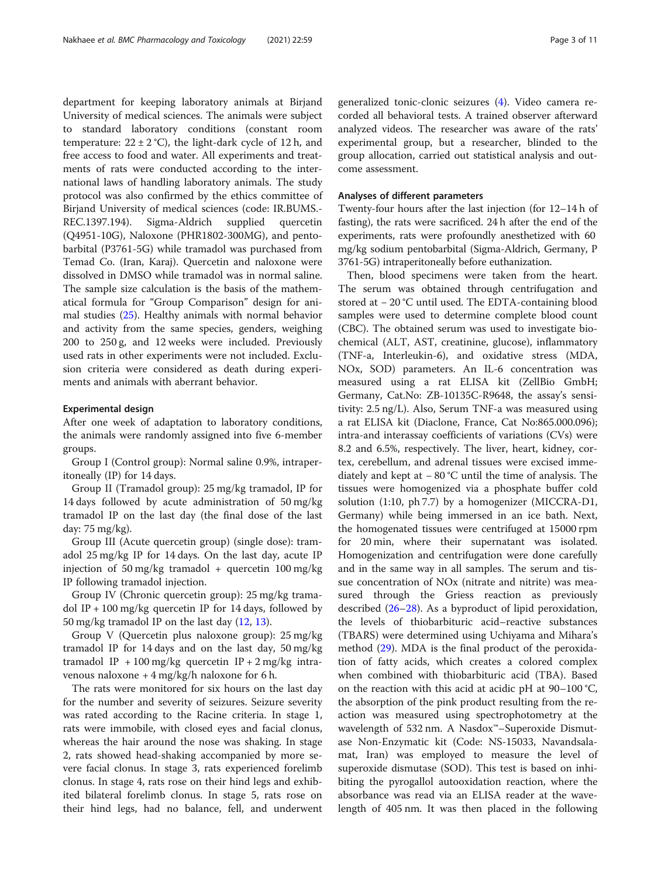department for keeping laboratory animals at Birjand University of medical sciences. The animals were subject to standard laboratory conditions (constant room temperature: 22 ± 2 °C), the light-dark cycle of 12 h, and free access to food and water. All experiments and treatments of rats were conducted according to the international laws of handling laboratory animals. The study protocol was also confirmed by the ethics committee of Birjand University of medical sciences (code: IR.BUMS.-REC.1397.194). Sigma-Aldrich supplied quercetin (Q4951-10G), Naloxone (PHR1802-300MG), and pentobarbital (P3761-5G) while tramadol was purchased from Temad Co. (Iran, Karaj). Quercetin and naloxone were dissolved in DMSO while tramadol was in normal saline. The sample size calculation is the basis of the mathematical formula for "Group Comparison" design for animal studies (25). Healthy animals with normal behavior and activity from the same species, genders, weighing 200 to 250 g, and 12 weeks were included. Previously used rats in other experiments were not included. Exclusion criteria were considered as death during experiments and animals with aberrant behavior.

#### Experimental design

After one week of adaptation to laboratory conditions, the animals were randomly assigned into five 6-member groups.

Group I (Control group): Normal saline 0.9%, intraperitoneally (IP) for 14 days.

Group II (Tramadol group): 25 mg/kg tramadol, IP for 14 days followed by acute administration of 50 mg/kg tramadol IP on the last day (the final dose of the last day: 75 mg/kg).

Group III (Acute quercetin group) (single dose): tramadol 25 mg/kg IP for 14 days. On the last day, acute IP injection of 50 mg/kg tramadol + quercetin 100 mg/kg IP following tramadol injection.

Group IV (Chronic quercetin group): 25 mg/kg tramadol IP + 100 mg/kg quercetin IP for 14 days, followed by 50 mg/kg tramadol IP on the last day (12, 13).

Group V (Quercetin plus naloxone group): 25 mg/kg tramadol IP for 14 days and on the last day, 50 mg/kg tramadol IP + 100 mg/kg quercetin IP + 2 mg/kg intravenous naloxone + 4 mg/kg/h naloxone for 6 h.

The rats were monitored for six hours on the last day for the number and severity of seizures. Seizure severity was rated according to the Racine criteria. In stage 1, rats were immobile, with closed eyes and facial clonus, whereas the hair around the nose was shaking. In stage 2, rats showed head-shaking accompanied by more severe facial clonus. In stage 3, rats experienced forelimb clonus. In stage 4, rats rose on their hind legs and exhibited bilateral forelimb clonus. In stage 5, rats rose on their hind legs, had no balance, fell, and underwent generalized tonic-clonic seizures (4). Video camera recorded all behavioral tests. A trained observer afterward analyzed videos. The researcher was aware of the rats' experimental group, but a researcher, blinded to the group allocation, carried out statistical analysis and outcome assessment.

#### Analyses of different parameters

Twenty-four hours after the last injection (for 12–14 h of fasting), the rats were sacrificed. 24 h after the end of the experiments, rats were profoundly anesthetized with 60 mg/kg sodium pentobarbital (Sigma-Aldrich, Germany, P 3761-5G) intraperitoneally before euthanization.

Then, blood specimens were taken from the heart. The serum was obtained through centrifugation and stored at − 20 °C until used. The EDTA-containing blood samples were used to determine complete blood count (CBC). The obtained serum was used to investigate biochemical (ALT, AST, creatinine, glucose), inflammatory (TNF-a, Interleukin-6), and oxidative stress (MDA, NOx, SOD) parameters. An IL-6 concentration was measured using a rat ELISA kit (ZellBio GmbH; Germany, Cat.No: ZB-10135C-R9648, the assay's sensitivity: 2.5 ng/L). Also, Serum TNF-a was measured using a rat ELISA kit (Diaclone, France, Cat No:865.000.096); intra-and interassay coefficients of variations (CVs) were 8.2 and 6.5%, respectively. The liver, heart, kidney, cortex, cerebellum, and adrenal tissues were excised immediately and kept at − 80 °C until the time of analysis. The tissues were homogenized via a phosphate buffer cold solution (1:10, ph 7.7) by a homogenizer (MICCRA-D1, Germany) while being immersed in an ice bath. Next, the homogenated tissues were centrifuged at 15000 rpm for 20 min, where their supernatant was isolated. Homogenization and centrifugation were done carefully and in the same way in all samples. The serum and tissue concentration of NOx (nitrate and nitrite) was measured through the Griess reaction as previously described (26–28). As a byproduct of lipid peroxidation, the levels of thiobarbituric acid–reactive substances (TBARS) were determined using Uchiyama and Mihara's method (29). MDA is the final product of the peroxidation of fatty acids, which creates a colored complex when combined with thiobarbituric acid (TBA). Based on the reaction with this acid at acidic pH at 90–100 °C, the absorption of the pink product resulting from the reaction was measured using spectrophotometry at the wavelength of 532 nm. A Nasdox™–Superoxide Dismutase Non-Enzymatic kit (Code: NS-15033, Navandsalamat, Iran) was employed to measure the level of superoxide dismutase (SOD). This test is based on inhibiting the pyrogallol autooxidation reaction, where the absorbance was read via an ELISA reader at the wavelength of 405 nm. It was then placed in the following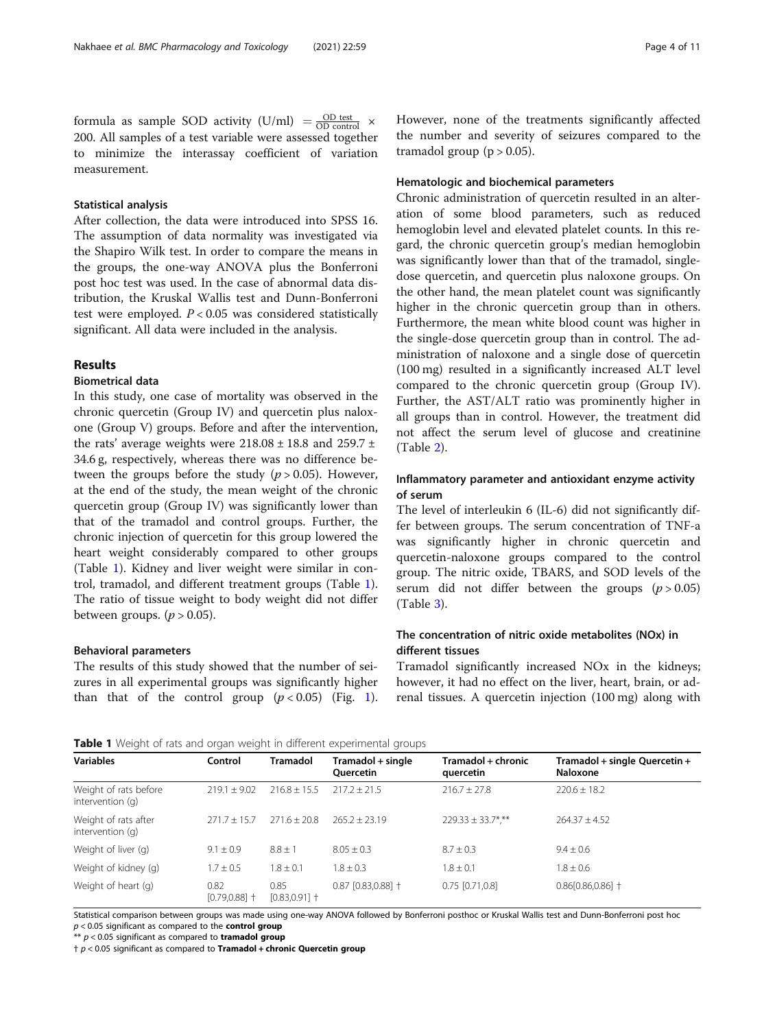formula as sample SOD activity (U/ml) $= \frac{\text{OD test}}{\text{OD control}} \times 200$. All samples of a test variable were assessed together to minimize the interassay coefficient of variation measurement.

### Statistical analysis

After collection, the data were introduced into SPSS 16. The assumption of data normality was investigated via the Shapiro Wilk test. In order to compare the means in the groups, the one-way ANOVA plus the Bonferroni post hoc test was used. In the case of abnormal data distribution, the Kruskal Wallis test and Dunn-Bonferroni test were employed. $P < 0.05$ was considered statistically significant. All data were included in the analysis.

## Results

### Biometrical data

In this study, one case of mortality was observed in the chronic quercetin (Group IV) and quercetin plus naloxone (Group V) groups. Before and after the intervention, the rats' average weights were $218.08 \pm 18.8$ and $259.7 \pm 34.6$ g, respectively, whereas there was no difference between the groups before the study ($p > 0.05$). However, at the end of the study, the mean weight of the chronic quercetin group (Group IV) was significantly lower than that of the tramadol and control groups. Further, the chronic injection of quercetin for this group lowered the heart weight considerably compared to other groups (Table 1). Kidney and liver weight were similar in control, tramadol, and different treatment groups (Table 1). The ratio of tissue weight to body weight did not differ between groups. ($p > 0.05$).

### Behavioral parameters

The results of this study showed that the number of seizures in all experimental groups was significantly higher than that of the control group ($p < 0.05$) (Fig. 1). However, none of the treatments significantly affected the number and severity of seizures compared to the tramadol group ($p > 0.05$).

### Hematologic and biochemical parameters

Chronic administration of quercetin resulted in an alteration of some blood parameters, such as reduced hemoglobin level and elevated platelet counts. In this regard, the chronic quercetin group's median hemoglobin was significantly lower than that of the tramadol, single-dose quercetin, and quercetin plus naloxone groups. On the other hand, the mean platelet count was significantly higher in the chronic quercetin group than in others. Furthermore, the mean white blood count was higher in the single-dose quercetin group than in control. The administration of naloxone and a single dose of quercetin (100 mg) resulted in a significantly increased ALT level compared to the chronic quercetin group (Group IV). Further, the AST/ALT ratio was prominently higher in all groups than in control. However, the treatment did not affect the serum level of glucose and creatinine (Table 2).

### Inflammatory parameter and antioxidant enzyme activity of serum

The level of interleukin 6 (IL-6) did not significantly differ between groups. The serum concentration of TNF-a was significantly higher in chronic quercetin and quercetin-naloxone groups compared to the control group. The nitric oxide, TBARS, and SOD levels of the serum did not differ between the groups ($p > 0.05$) (Table 3).

### The concentration of nitric oxide metabolites (NOx) in different tissues

Tramadol significantly increased NOx in the kidneys; however, it had no effect on the liver, heart, brain, or adrenal tissues. A quercetin injection (100 mg) along with

**Table 1** Weight of rats and organ weight in different experimental groups

| Variables | Control | Tramadol | Tramadol + single Quercetin | Tramadol + chronic quercetin | Tramadol + single Quercetin + Naloxone |
|---|---|---|---|---|---|
| Weight of rats before intervention (g) | $219.1 \pm 9.02$ | $216.8 \pm 15.5$ | $217.2 \pm 21.5$ | $216.7 \pm 27.8$ | $220.6 \pm 18.2$ |
| Weight of rats after intervention (g) | $271.7 \pm 15.7$ | $271.6 \pm 20.8$ | $265.2 \pm 23.19$ | $229.33 \pm 33.7$*,** | $264.37 \pm 4.52$ |
| Weight of liver (g) | $9.1 \pm 0.9$ | $8.8 \pm 1$ | $8.05 \pm 0.3$ | $8.7 \pm 0.3$ | $9.4 \pm 0.6$ |
| Weight of kidney (g) | $1.7 \pm 0.5$ | $1.8 \pm 0.1$ | $1.8 \pm 0.3$ | $1.8 \pm 0.1$ | $1.8 \pm 0.6$ |
| Weight of heart (g) | 0.82 [0.79,0.88] † | 0.85 [0.83,0.91] † | 0.87 [0.83,0.88] † | 0.75 [0.71,0.8] | 0.86[0.86,0.86] † |

Statistical comparison between groups was made using one-way ANOVA followed by Bonferroni posthoc or Kruskal Wallis test and Dunn-Bonferroni post hoc

* $p < 0.05$ significant as compared to the **control group**

** $p < 0.05$ significant as compared to **tramadol group**

† $p < 0.05$ significant as compared to **Tramadol + chronic Quercetin group**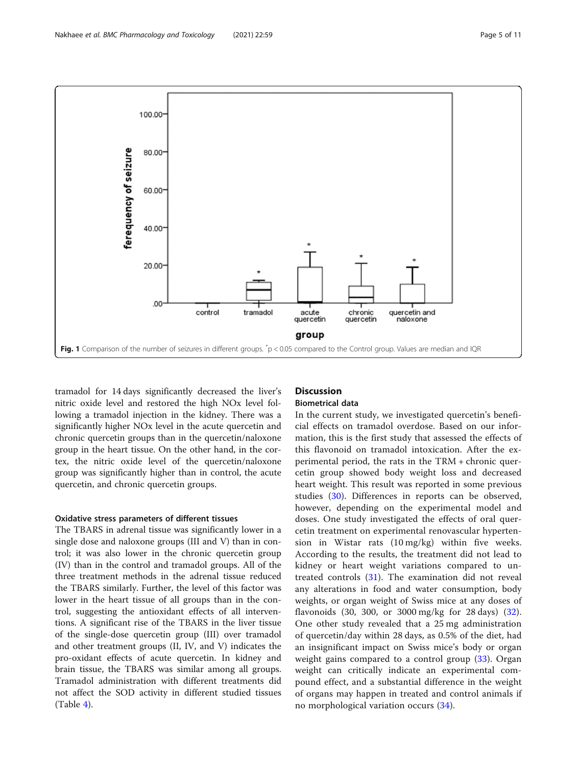**Fig. 1** Comparison of the number of seizures in different groups. $^*p < 0.05$ compared to the Control group. Values are median and IQR

tramadol for 14 days significantly decreased the liver's nitric oxide level and restored the high NOx level following a tramadol injection in the kidney. There was a significantly higher NOx level in the acute quercetin and chronic quercetin groups than in the quercetin/naloxone group in the heart tissue. On the other hand, in the cortex, the nitric oxide level of the quercetin/naloxone group was significantly higher than in control, the acute quercetin, and chronic quercetin groups.

#### Oxidative stress parameters of different tissues

The TBARS in adrenal tissue was significantly lower in a single dose and naloxone groups (III and V) than in control; it was also lower in the chronic quercetin group (IV) than in the control and tramadol groups. All of the three treatment methods in the adrenal tissue reduced the TBARS similarly. Further, the level of this factor was lower in the heart tissue of all groups than in the control, suggesting the antioxidant effects of all interventions. A significant rise of the TBARS in the liver tissue of the single-dose quercetin group (III) over tramadol and other treatment groups (II, IV, and V) indicates the pro-oxidant effects of acute quercetin. In kidney and brain tissue, the TBARS was similar among all groups. Tramadol administration with different treatments did not affect the SOD activity in different studied tissues (Table 4).

## Discussion

### Biometrical data

In the current study, we investigated quercetin's beneficial effects on tramadol overdose. Based on our information, this is the first study that assessed the effects of this flavonoid on tramadol intoxication. After the experimental period, the rats in the TRM + chronic quercetin group showed body weight loss and decreased heart weight. This result was reported in some previous studies (30). Differences in reports can be observed, however, depending on the experimental model and doses. One study investigated the effects of oral quercetin treatment on experimental renovascular hypertension in Wistar rats (10 mg/kg) within five weeks. According to the results, the treatment did not lead to kidney or heart weight variations compared to untreated controls (31). The examination did not reveal any alterations in food and water consumption, body weights, or organ weight of Swiss mice at any doses of flavonoids (30, 300, or 3000 mg/kg for 28 days) (32). One other study revealed that a 25 mg administration of quercetin/day within 28 days, as 0.5% of the diet, had an insignificant impact on Swiss mice's body or organ weight gains compared to a control group (33). Organ weight can critically indicate an experimental compound effect, and a substantial difference in the weight of organs may happen in treated and control animals if no morphological variation occurs (34).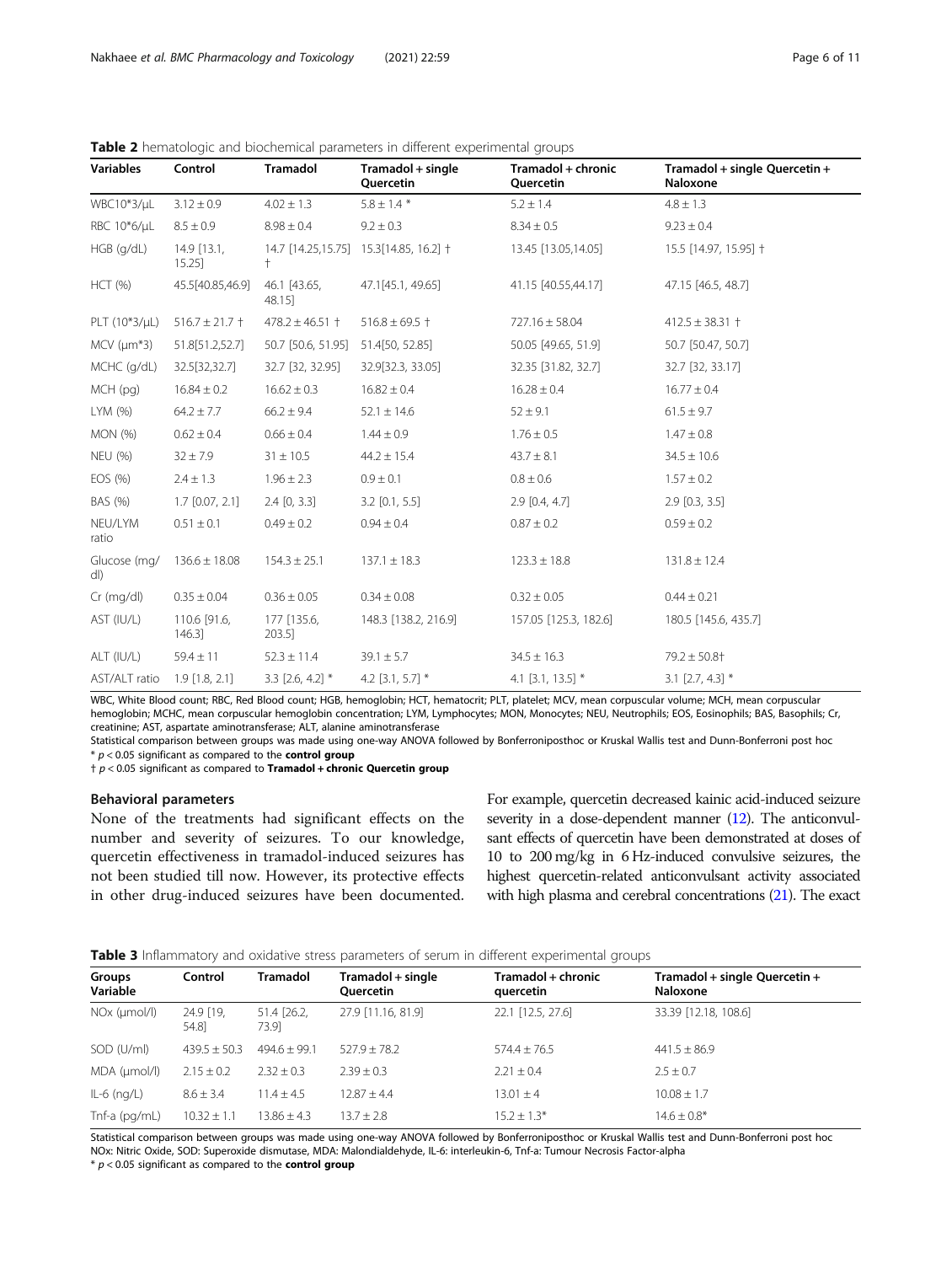**Table 2** hematologic and biochemical parameters in different experimental groups

| Variables | Control | Tramadol | Tramadol + single Quercetin | Tramadol + chronic Quercetin | Tramadol + single Quercetin + Naloxone |
|---|---|---|---|---|---|
| WBC10*3/μL | 3.12 ± 0.9 | 4.02 ± 1.3 | 5.8 ± 1.4 * | 5.2 ± 1.4 | 4.8 ± 1.3 |
| RBC 10*6/μL | 8.5 ± 0.9 | 8.98 ± 0.4 | 9.2 ± 0.3 | 8.34 ± 0.5 | 9.23 ± 0.4 |
| HGB (g/dL) | 14.9 [13.1, 15.25] | 14.7 [14.25,15.75] † | 15.3[14.85, 16.2] † | 13.45 [13.05,14.05] | 15.5 [14.97, 15.95] † |
| HCT (%) | 45.5[40.85,46.9] | 46.1 [43.65, 48.15] | 47.1[45.1, 49.65] | 41.15 [40.55,44.17] | 47.15 [46.5, 48.7] |
| PLT (10*3/μL) | 516.7 ± 21.7 † | 478.2 ± 46.51 † | 516.8 ± 69.5 † | 727.16 ± 58.04 | 412.5 ± 38.31 † |
| MCV (μm*3) | 51.8[51.2,52.7] | 50.7 [50.6, 51.95] | 51.4[50, 52.85] | 50.05 [49.65, 51.9] | 50.7 [50.47, 50.7] |
| MCHC (g/dL) | 32.5[32,32.7] | 32.7 [32, 32.95] | 32.9[32.3, 33.05] | 32.35 [31.82, 32.7] | 32.7 [32, 33.17] |
| MCH (pg) | 16.84 ± 0.2 | 16.62 ± 0.3 | 16.82 ± 0.4 | 16.28 ± 0.4 | 16.77 ± 0.4 |
| LYM (%) | 64.2 ± 7.7 | 66.2 ± 9.4 | 52.1 ± 14.6 | 52 ± 9.1 | 61.5 ± 9.7 |
| MON (%) | 0.62 ± 0.4 | 0.66 ± 0.4 | 1.44 ± 0.9 | 1.76 ± 0.5 | 1.47 ± 0.8 |
| NEU (%) | 32 ± 7.9 | 31 ± 10.5 | 44.2 ± 15.4 | 43.7 ± 8.1 | 34.5 ± 10.6 |
| EOS (%) | 2.4 ± 1.3 | 1.96 ± 2.3 | 0.9 ± 0.1 | 0.8 ± 0.6 | 1.57 ± 0.2 |
| BAS (%) | 1.7 [0.07, 2.1] | 2.4 [0, 3.3] | 3.2 [0.1, 5.5] | 2.9 [0.4, 4.7] | 2.9 [0.3, 3.5] |
| NEU/LYM ratio | 0.51 ± 0.1 | 0.49 ± 0.2 | 0.94 ± 0.4 | 0.87 ± 0.2 | 0.59 ± 0.2 |
| Glucose (mg/dl) | 136.6 ± 18.08 | 154.3 ± 25.1 | 137.1 ± 18.3 | 123.3 ± 18.8 | 131.8 ± 12.4 |
| Cr (mg/dl) | 0.35 ± 0.04 | 0.36 ± 0.05 | 0.34 ± 0.08 | 0.32 ± 0.05 | 0.44 ± 0.21 |
| AST (IU/L) | 110.6 [91.6, 146.3] | 177 [135.6, 203.5] | 148.3 [138.2, 216.9] | 157.05 [125.3, 182.6] | 180.5 [145.6, 435.7] |
| ALT (IU/L) | 59.4 ± 11 | 52.3 ± 11.4 | 39.1 ± 5.7 | 34.5 ± 16.3 | 79.2 ± 50.8† |
| AST/ALT ratio | 1.9 [1.8, 2.1] | 3.3 [2.6, 4.2] * | 4.2 [3.1, 5.7] * | 4.1 [3.1, 13.5] * | 3.1 [2.7, 4.3] * |

WBC, White Blood count; RBC, Red Blood count; HGB, hemoglobin; HCT, hematocrit; PLT, platelet; MCV, mean corpuscular volume; MCH, mean corpuscular hemoglobin; MCHC, mean corpuscular hemoglobin concentration; LYM, Lymphocytes; MON, Monocytes; NEU, Neutrophils; EOS, Eosinophils; BAS, Basophils; Cr, creatinine; AST, aspartate aminotransferase; ALT, alanine aminotransferase

Statistical comparison between groups was made using one-way ANOVA followed by Bonferroniposthoc or Kruskal Wallis test and Dunn-Bonferroni post hoc

\* $p < 0.05$ significant as compared to the **control group**

† $p < 0.05$ significant as compared to **Tramadol + chronic Quercetin group**

### Behavioral parameters

None of the treatments had significant effects on the number and severity of seizures. To our knowledge, quercetin effectiveness in tramadol-induced seizures has not been studied till now. However, its protective effects in other drug-induced seizures have been documented. For example, quercetin decreased kainic acid-induced seizure severity in a dose-dependent manner (12). The anticonvulsant effects of quercetin have been demonstrated at doses of 10 to 200 mg/kg in 6 Hz-induced convulsive seizures, the highest quercetin-related anticonvulsant activity associated with high plasma and cerebral concentrations (21). The exact

**Table 3** Inflammatory and oxidative stress parameters of serum in different experimental groups

| Groups Variable | Control | Tramadol | Tramadol + single Quercetin | Tramadol + chronic quercetin | Tramadol + single Quercetin + Naloxone |
|---|---|---|---|---|---|
| NOx (μmol/l) | 24.9 [19, 54.8] | 51.4 [26.2, 73.9] | 27.9 [11.16, 81.9] | 22.1 [12.5, 27.6] | 33.39 [12.18, 108.6] |
| SOD (U/ml) | 439.5 ± 50.3 | 494.6 ± 99.1 | 527.9 ± 78.2 | 574.4 ± 76.5 | 441.5 ± 86.9 |
| MDA (μmol/l) | 2.15 ± 0.2 | 2.32 ± 0.3 | 2.39 ± 0.3 | 2.21 ± 0.4 | 2.5 ± 0.7 |
| IL-6 (ng/L) | 8.6 ± 3.4 | 11.4 ± 4.5 | 12.87 ± 4.4 | 13.01 ± 4 | 10.08 ± 1.7 |
| Tnf-a (pg/mL) | 10.32 ± 1.1 | 13.86 ± 4.3 | 13.7 ± 2.8 | 15.2 ± 1.3* | 14.6 ± 0.8* |

Statistical comparison between groups was made using one-way ANOVA followed by Bonferroniposthoc or Kruskal Wallis test and Dunn-Bonferroni post hoc

NOx: Nitric Oxide, SOD: Superoxide dismutase, MDA: Malondialdehyde, IL-6: interleukin-6, Tnf-a: Tumour Necrosis Factor-alpha

\* $p < 0.05$ significant as compared to the **control group**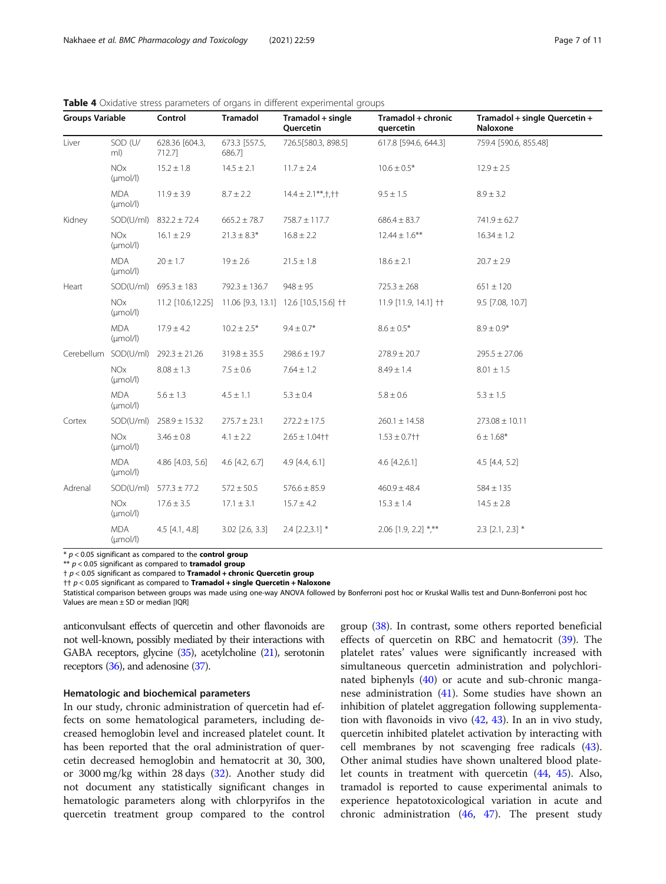**Table 4** Oxidative stress parameters of organs in different experimental groups

| Groups | Variable | Control | Tramadol | Tramadol + single Quercetin | Tramadol + chronic quercetin | Tramadol + single Quercetin + Naloxone |
|---|---|---|---|---|---|---|
| Liver | SOD (U/ml) | 628.36 [604.3, 712.7] | 673.3 [557.5, 686.7] | 726.5[580.3, 898.5] | 617.8 [594.6, 644.3] | 759.4 [590.6, 855.48] |
| | NOx (μmol/l) | 15.2 ± 1.8 | 14.5 ± 2.1 | 11.7 ± 2.4 | 10.6 ± 0.5* | 12.9 ± 2.5 |
| | MDA (μmol/l) | 11.9 ± 3.9 | 8.7 ± 2.2 | 14.4 ± 2.1**,†,†† | 9.5 ± 1.5 | 8.9 ± 3.2 |
| Kidney | SOD(U/ml) | 832.2 ± 72.4 | 665.2 ± 78.7 | 758.7 ± 117.7 | 686.4 ± 83.7 | 741.9 ± 62.7 |
| | NOx (μmol/l) | 16.1 ± 2.9 | 21.3 ± 8.3* | 16.8 ± 2.2 | 12.44 ± 1.6** | 16.34 ± 1.2 |
| | MDA (μmol/l) | 20 ± 1.7 | 19 ± 2.6 | 21.5 ± 1.8 | 18.6 ± 2.1 | 20.7 ± 2.9 |
| Heart | SOD(U/ml) | 695.3 ± 183 | 792.3 ± 136.7 | 948 ± 95 | 725.3 ± 268 | 651 ± 120 |
| | NOx (μmol/l) | 11.2 [10.6,12.25] | 11.06 [9.3, 13.1] | 12.6 [10.5,15.6] †† | 11.9 [11.9, 14.1] †† | 9.5 [7.08, 10.7] |
| | MDA (μmol/l) | 17.9 ± 4.2 | 10.2 ± 2.5* | 9.4 ± 0.7* | 8.6 ± 0.5* | 8.9 ± 0.9* |
| Cerebellum | SOD(U/ml) | 292.3 ± 21.26 | 319.8 ± 35.5 | 298.6 ± 19.7 | 278.9 ± 20.7 | 295.5 ± 27.06 |
| | NOx (μmol/l) | 8.08 ± 1.3 | 7.5 ± 0.6 | 7.64 ± 1.2 | 8.49 ± 1.4 | 8.01 ± 1.5 |
| | MDA (μmol/l) | 5.6 ± 1.3 | 4.5 ± 1.1 | 5.3 ± 0.4 | 5.8 ± 0.6 | 5.3 ± 1.5 |
| Cortex | SOD(U/ml) | 258.9 ± 15.32 | 275.7 ± 23.1 | 272.2 ± 17.5 | 260.1 ± 14.58 | 273.08 ± 10.11 |
| | NOx (μmol/l) | 3.46 ± 0.8 | 4.1 ± 2.2 | 2.65 ± 1.04†† | 1.53 ± 0.7†† | 6 ± 1.68* |
| | MDA (μmol/l) | 4.86 [4.03, 5.6] | 4.6 [4.2, 6.7] | 4.9 [4.4, 6.1] | 4.6 [4.2,6.1] | 4.5 [4.4, 5.2] |
| Adrenal | SOD(U/ml) | 577.3 ± 77.2 | 572 ± 50.5 | 576.6 ± 85.9 | 460.9 ± 48.4 | 584 ± 135 |
| | NOx (μmol/l) | 17.6 ± 3.5 | 17.1 ± 3.1 | 15.7 ± 4.2 | 15.3 ± 1.4 | 14.5 ± 2.8 |
| | MDA (μmol/l) | 4.5 [4.1, 4.8] | 3.02 [2.6, 3.3] | 2.4 [2.2,3.1] * | 2.06 [1.9, 2.2] *,** | 2.3 [2.1, 2.3] * |

\* $p < 0.05$ significant as compared to the **control group**

\** $p < 0.05$ significant as compared to **tramadol group**

† $p < 0.05$ significant as compared to **Tramadol + chronic Quercetin group**

†† $p < 0.05$ significant as compared to **Tramadol + single Quercetin + Naloxone**

Statistical comparison between groups was made using one-way ANOVA followed by Bonferroni post hoc or Kruskal Wallis test and Dunn-Bonferroni post hoc

Values are mean ± SD or median [IQR]

anticonvulsant effects of quercetin and other flavonoids are not well-known, possibly mediated by their interactions with GABA receptors, glycine (35), acetylcholine (21), serotonin receptors (36), and adenosine (37).

### Hematologic and biochemical parameters

In our study, chronic administration of quercetin had effects on some hematological parameters, including decreased hemoglobin level and increased platelet count. It has been reported that the oral administration of quercetin decreased hemoglobin and hematocrit at 30, 300, or 3000 mg/kg within 28 days (32). Another study did not document any statistically significant changes in hematologic parameters along with chlorpyrifos in the quercetin treatment group compared to the control group (38). In contrast, some others reported beneficial effects of quercetin on RBC and hematocrit (39). The platelet rates' values were significantly increased with simultaneous quercetin administration and polychlorinated biphenyls (40) or acute and sub-chronic manganese administration (41). Some studies have shown an inhibition of platelet aggregation following supplementation with flavonoids in vivo (42, 43). In an in vivo study, quercetin inhibited platelet activation by interacting with cell membranes by not scavenging free radicals (43). Other animal studies have shown unaltered blood platelet counts in treatment with quercetin (44, 45). Also, tramadol is reported to cause experimental animals to experience hepatotoxicological variation in acute and chronic administration (46, 47). The present study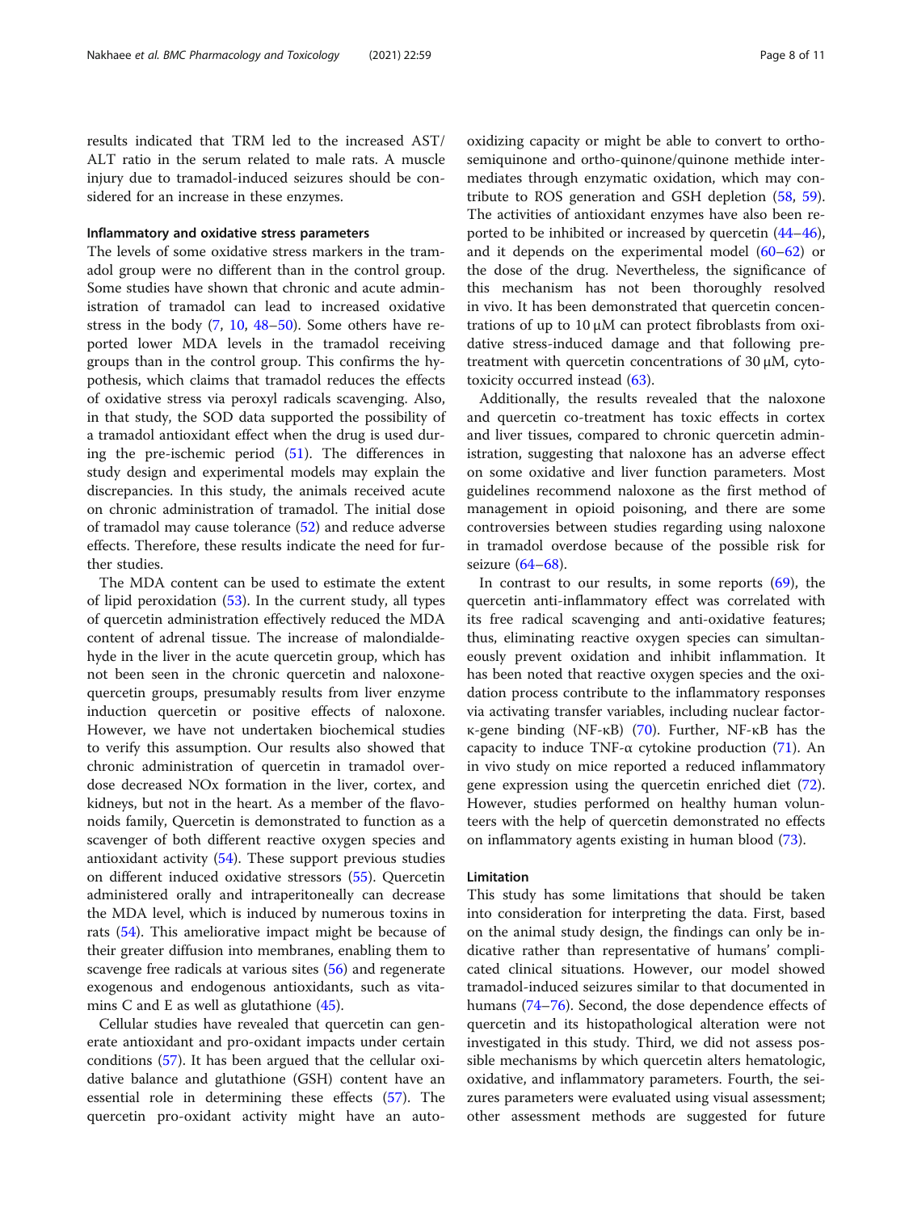results indicated that TRM led to the increased AST/ALT ratio in the serum related to male rats. A muscle injury due to tramadol-induced seizures should be considered for an increase in these enzymes.

### Inflammatory and oxidative stress parameters

The levels of some oxidative stress markers in the tramadol group were no different than in the control group. Some studies have shown that chronic and acute administration of tramadol can lead to increased oxidative stress in the body (7, 10, 48–50). Some others have reported lower MDA levels in the tramadol receiving groups than in the control group. This confirms the hypothesis, which claims that tramadol reduces the effects of oxidative stress via peroxyl radicals scavenging. Also, in that study, the SOD data supported the possibility of a tramadol antioxidant effect when the drug is used during the pre-ischemic period (51). The differences in study design and experimental models may explain the discrepancies. In this study, the animals received acute on chronic administration of tramadol. The initial dose of tramadol may cause tolerance (52) and reduce adverse effects. Therefore, these results indicate the need for further studies.

The MDA content can be used to estimate the extent of lipid peroxidation (53). In the current study, all types of quercetin administration effectively reduced the MDA content of adrenal tissue. The increase of malondialdehyde in the liver in the acute quercetin group, which has not been seen in the chronic quercetin and naloxone-quercetin groups, presumably results from liver enzyme induction quercetin or positive effects of naloxone. However, we have not undertaken biochemical studies to verify this assumption. Our results also showed that chronic administration of quercetin in tramadol overdose decreased NOx formation in the liver, cortex, and kidneys, but not in the heart. As a member of the flavonoids family, Quercetin is demonstrated to function as a scavenger of both different reactive oxygen species and antioxidant activity (54). These support previous studies on different induced oxidative stressors (55). Quercetin administered orally and intraperitoneally can decrease the MDA level, which is induced by numerous toxins in rats (54). This ameliorative impact might be because of their greater diffusion into membranes, enabling them to scavenge free radicals at various sites (56) and regenerate exogenous and endogenous antioxidants, such as vitamins C and E as well as glutathione (45).

Cellular studies have revealed that quercetin can generate antioxidant and pro-oxidant impacts under certain conditions (57). It has been argued that the cellular oxidative balance and glutathione (GSH) content have an essential role in determining these effects (57). The quercetin pro-oxidant activity might have an auto-oxidizing capacity or might be able to convert to ortho-semiquinone and ortho-quinone/quinone methide intermediates through enzymatic oxidation, which may contribute to ROS generation and GSH depletion (58, 59). The activities of antioxidant enzymes have also been reported to be inhibited or increased by quercetin (44–46), and it depends on the experimental model (60–62) or the dose of the drug. Nevertheless, the significance of this mechanism has not been thoroughly resolved in vivo. It has been demonstrated that quercetin concentrations of up to 10 μM can protect fibroblasts from oxidative stress-induced damage and that following pre-treatment with quercetin concentrations of 30 μM, cytotoxicity occurred instead (63).

Additionally, the results revealed that the naloxone and quercetin co-treatment has toxic effects in cortex and liver tissues, compared to chronic quercetin administration, suggesting that naloxone has an adverse effect on some oxidative and liver function parameters. Most guidelines recommend naloxone as the first method of management in opioid poisoning, and there are some controversies between studies regarding using naloxone in tramadol overdose because of the possible risk for seizure (64–68).

In contrast to our results, in some reports (69), the quercetin anti-inflammatory effect was correlated with its free radical scavenging and anti-oxidative features; thus, eliminating reactive oxygen species can simultaneously prevent oxidation and inhibit inflammation. It has been noted that reactive oxygen species and the oxidation process contribute to the inflammatory responses via activating transfer variables, including nuclear factor-κ-gene binding (NF-κB) (70). Further, NF-κB has the capacity to induce TNF-α cytokine production (71). An in vivo study on mice reported a reduced inflammatory gene expression using the quercetin enriched diet (72). However, studies performed on healthy human volunteers with the help of quercetin demonstrated no effects on inflammatory agents existing in human blood (73).

### Limitation

This study has some limitations that should be taken into consideration for interpreting the data. First, based on the animal study design, the findings can only be indicative rather than representative of humans' complicated clinical situations. However, our model showed tramadol-induced seizures similar to that documented in humans (74–76). Second, the dose dependence effects of quercetin and its histopathological alteration were not investigated in this study. Third, we did not assess possible mechanisms by which quercetin alters hematologic, oxidative, and inflammatory parameters. Fourth, the seizures parameters were evaluated using visual assessment; other assessment methods are suggested for future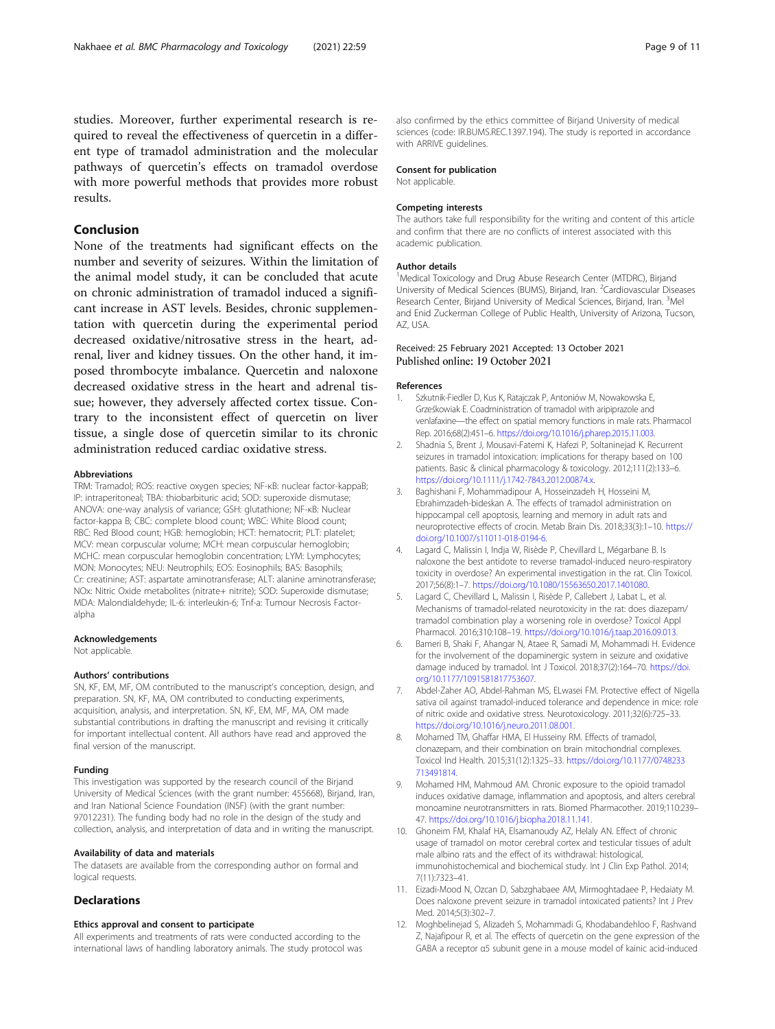studies. Moreover, further experimental research is required to reveal the effectiveness of quercetin in a different type of tramadol administration and the molecular pathways of quercetin's effects on tramadol overdose with more powerful methods that provides more robust results.

## Conclusion

None of the treatments had significant effects on the number and severity of seizures. Within the limitation of the animal model study, it can be concluded that acute on chronic administration of tramadol induced a significant increase in AST levels. Besides, chronic supplementation with quercetin during the experimental period decreased oxidative/nitrosative stress in the heart, adrenal, liver and kidney tissues. On the other hand, it imposed thrombocyte imbalance. Quercetin and naloxone decreased oxidative stress in the heart and adrenal tissue; however, they adversely affected cortex tissue. Contrary to the inconsistent effect of quercetin on liver tissue, a single dose of quercetin similar to its chronic administration reduced cardiac oxidative stress.

#### Abbreviations

TRM: Tramadol; ROS: reactive oxygen species; NF-κB: nuclear factor-kappaB; IP: intraperitoneal; TBA: thiobarbituric acid; SOD: superoxide dismutase; ANOVA: one-way analysis of variance; GSH: glutathione; NF-κB: Nuclear factor-kappa B; CBC: complete blood count; WBC: White Blood count; RBC: Red Blood count; HGB: hemoglobin; HCT: hematocrit; PLT: platelet; MCV: mean corpuscular volume; MCH: mean corpuscular hemoglobin; MCHC: mean corpuscular hemoglobin concentration; LYM: Lymphocytes; MON: Monocytes; NEU: Neutrophils; EOS: Eosinophils; BAS: Basophils; Cr: creatinine; AST: aspartate aminotransferase; ALT: alanine aminotransferase; NOx: Nitric Oxide metabolites (nitrate+ nitrite); SOD: Superoxide dismutase; MDA: Malondialdehyde; IL-6: interleukin-6; Tnf-a: Tumour Necrosis Factor-alpha

#### Acknowledgements

Not applicable.

#### Authors' contributions

SN, KF, EM, MF, OM contributed to the manuscript's conception, design, and preparation. SN, KF, MA, OM contributed to conducting experiments, acquisition, analysis, and interpretation. SN, KF, EM, MF, MA, OM made substantial contributions in drafting the manuscript and revising it critically for important intellectual content. All authors have read and approved the final version of the manuscript.

#### Funding

This investigation was supported by the research council of the Birjand University of Medical Sciences (with the grant number: 455668), Birjand, Iran, and Iran National Science Foundation (INSF) (with the grant number: 97012231). The funding body had no role in the design of the study and collection, analysis, and interpretation of data and in writing the manuscript.

#### Availability of data and materials

The datasets are available from the corresponding author on formal and logical requests.

## Declarations

#### Ethics approval and consent to participate

All experiments and treatments of rats were conducted according to the international laws of handling laboratory animals. The study protocol was also confirmed by the ethics committee of Birjand University of medical sciences (code: IR.BUMS.REC.1397.194). The study is reported in accordance with ARRIVE guidelines.

#### Consent for publication

Not applicable.

#### Competing interests

The authors take full responsibility for the writing and content of this article and confirm that there are no conflicts of interest associated with this academic publication.

#### Author details

[1]Medical Toxicology and Drug Abuse Research Center (MTDRC), Birjand University of Medical Sciences (BUMS), Birjand, Iran. [2]Cardiovascular Diseases Research Center, Birjand University of Medical Sciences, Birjand, Iran. [3]Mel and Enid Zuckerman College of Public Health, University of Arizona, Tucson, AZ, USA.

Received: 25 February 2021 Accepted: 13 October 2021
Published online: 19 October 2021

#### References

1. Szkutnik-Fiedler D, Kus K, Ratajczak P, Antoniów M, Nowakowska E, Grześkowiak E. Coadministration of tramadol with aripiprazole and venlafaxine—the effect on spatial memory functions in male rats. Pharmacol Rep. 2016;68(2):451–6. https://doi.org/10.1016/j.pharep.2015.11.003.
2. Shadnia S, Brent J, Mousavi-Fatemi K, Hafezi P, Soltaninejad K. Recurrent seizures in tramadol intoxication: implications for therapy based on 100 patients. Basic & clinical pharmacology & toxicology. 2012;111(2):133–6. https://doi.org/10.1111/j.1742-7843.2012.00874.x.
3. Baghishani F, Mohammadipour A, Hosseinzadeh H, Hosseini M, Ebrahimzadeh-bideskan A. The effects of tramadol administration on hippocampal cell apoptosis, learning and memory in adult rats and neuroprotective effects of crocin. Metab Brain Dis. 2018;33(3):1–10. https://doi.org/10.1007/s11011-018-0194-6.
4. Lagard C, Malissin I, Indja W, Risède P, Chevillard L, Mégarbane B. Is naloxone the best antidote to reverse tramadol-induced neuro-respiratory toxicity in overdose? An experimental investigation in the rat. Clin Toxicol. 2017;56(8):1–7. https://doi.org/10.1080/15563650.2017.1401080.
5. Lagard C, Chevillard L, Malissin I, Risède P, Callebert J, Labat L, et al. Mechanisms of tramadol-related neurotoxicity in the rat: does diazepam/tramadol combination play a worsening role in overdose? Toxicol Appl Pharmacol. 2016;310:108–19. https://doi.org/10.1016/j.taap.2016.09.013.
6. Bameri B, Shaki F, Ahangar N, Ataee R, Samadi M, Mohammadi H. Evidence for the involvement of the dopaminergic system in seizure and oxidative damage induced by tramadol. Int J Toxicol. 2018;37(2):164–70. https://doi.org/10.1177/1091581817753607.
7. Abdel-Zaher AO, Abdel-Rahman MS, ELwasei FM. Protective effect of Nigella sativa oil against tramadol-induced tolerance and dependence in mice: role of nitric oxide and oxidative stress. Neurotoxicology. 2011;32(6):725–33. https://doi.org/10.1016/j.neuro.2011.08.001.
8. Mohamed TM, Ghaffar HMA, El Husseiny RM. Effects of tramadol, clonazepam, and their combination on brain mitochondrial complexes. Toxicol Ind Health. 2015;31(12):1325–33. https://doi.org/10.1177/0748233713491814.
9. Mohamed HM, Mahmoud AM. Chronic exposure to the opioid tramadol induces oxidative damage, inflammation and apoptosis, and alters cerebral monoamine neurotransmitters in rats. Biomed Pharmacother. 2019;110:239–47. https://doi.org/10.1016/j.biopha.2018.11.141.
10. Ghoneim FM, Khalaf HA, Elsamanoudy AZ, Helaly AN. Effect of chronic usage of tramadol on motor cerebral cortex and testicular tissues of adult male albino rats and the effect of its withdrawal: histological, immunohistochemical and biochemical study. Int J Clin Exp Pathol. 2014;7(11):7323–41.
11. Eizadi-Mood N, Ozcan D, Sabzghabaee AM, Mirmoghtadaee P, Hedaiaty M. Does naloxone prevent seizure in tramadol intoxicated patients? Int J Prev Med. 2014;5(3):302–7.
12. Moghbelinejad S, Alizadeh S, Mohammadi G, Khodabandehloo F, Rashvand Z, Najafipour R, et al. The effects of quercetin on the gene expression of the GABA a receptor α5 subunit gene in a mouse model of kainic acid-induced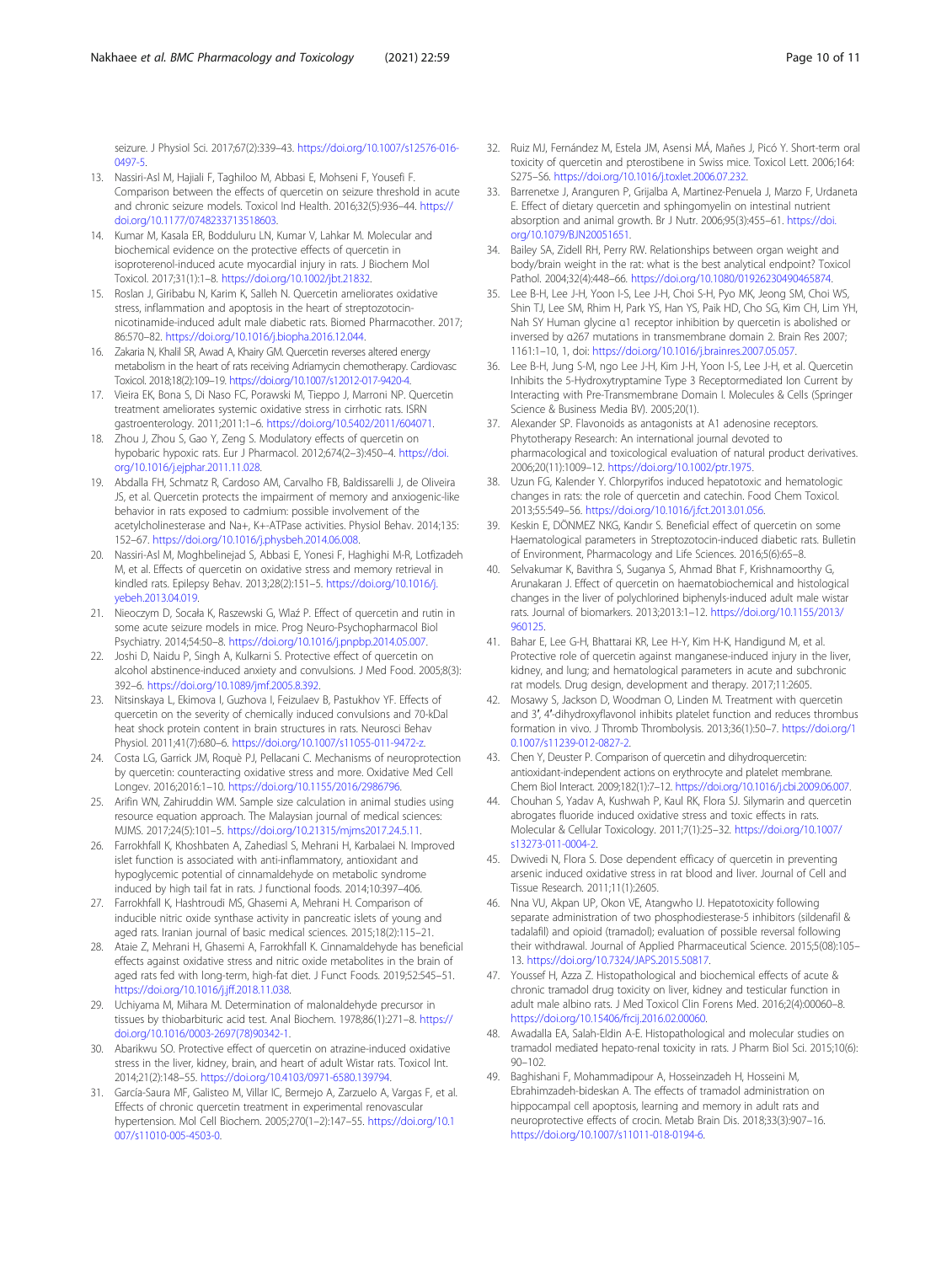seizure. J Physiol Sci. 2017;67(2):339–43. https://doi.org/10.1007/s12576-016-0497-5.

13. Nassiri-Asl M, Hajiali F, Taghiloo M, Abbasi E, Mohseni F, Yousefi F. Comparison between the effects of quercetin on seizure threshold in acute and chronic seizure models. Toxicol Ind Health. 2016;32(5):936–44. https://doi.org/10.1177/0748233713518603.
14. Kumar M, Kasala ER, Bodduluru LN, Kumar V, Lahkar M. Molecular and biochemical evidence on the protective effects of quercetin in isoproterenol-induced acute myocardial injury in rats. J Biochem Mol Toxicol. 2017;31(1):1–8. https://doi.org/10.1002/jbt.21832.
15. Roslan J, Giribabu N, Karim K, Salleh N. Quercetin ameliorates oxidative stress, inflammation and apoptosis in the heart of streptozotocin-nicotinamide-induced adult male diabetic rats. Biomed Pharmacother. 2017;86:570–82. https://doi.org/10.1016/j.biopha.2016.12.044.
16. Zakaria N, Khalil SR, Awad A, Khairy GM. Quercetin reverses altered energy metabolism in the heart of rats receiving Adriamycin chemotherapy. Cardiovasc Toxicol. 2018;18(2):109–19. https://doi.org/10.1007/s12012-017-9420-4.
17. Vieira EK, Bona S, Di Naso FC, Porawski M, Tieppo J, Marroni NP. Quercetin treatment ameliorates systemic oxidative stress in cirrhotic rats. ISRN gastroenterology. 2011;2011:1–6. https://doi.org/10.5402/2011/604071.
18. Zhou J, Zhou S, Gao Y, Zeng S. Modulatory effects of quercetin on hypobaric hypoxic rats. Eur J Pharmacol. 2012;674(2–3):450–4. https://doi.org/10.1016/j.ejphar.2011.11.028.
19. Abdalla FH, Schmatz R, Cardoso AM, Carvalho FB, Baldissarelli J, de Oliveira JS, et al. Quercetin protects the impairment of memory and anxiogenic-like behavior in rats exposed to cadmium: possible involvement of the acetylcholinesterase and Na+, K+-ATPase activities. Physiol Behav. 2014;135:152–67. https://doi.org/10.1016/j.physbeh.2014.06.008.
20. Nassiri-Asl M, Moghbelinejad S, Abbasi E, Yonesi F, Haghighi M-R, Lotfizadeh M, et al. Effects of quercetin on oxidative stress and memory retrieval in kindled rats. Epilepsy Behav. 2013;28(2):151–5. https://doi.org/10.1016/j.yebeh.2013.04.019.
21. Nieoczym D, Socała K, Raszewski G, Wlaź P. Effect of quercetin and rutin in some acute seizure models in mice. Prog Neuro-Psychopharmacol Biol Psychiatry. 2014;54:50–8. https://doi.org/10.1016/j.pnpbp.2014.05.007.
22. Joshi D, Naidu P, Singh A, Kulkarni S. Protective effect of quercetin on alcohol abstinence-induced anxiety and convulsions. J Med Food. 2005;8(3):392–6. https://doi.org/10.1089/jmf.2005.8.392.
23. Nitsinskaya L, Ekimova I, Guzhova I, Feizulaev B, Pastukhov YF. Effects of quercetin on the severity of chemically induced convulsions and 70-kDal heat shock protein content in brain structures in rats. Neurosci Behav Physiol. 2011;41(7):680–6. https://doi.org/10.1007/s11055-011-9472-z.
24. Costa LG, Garrick JM, Roquè PJ, Pellacani C. Mechanisms of neuroprotection by quercetin: counteracting oxidative stress and more. Oxidative Med Cell Longev. 2016;2016:1–10. https://doi.org/10.1155/2016/2986796.
25. Arifin WN, Zahiruddin WM. Sample size calculation in animal studies using resource equation approach. The Malaysian journal of medical sciences: MJMS. 2017;24(5):101–5. https://doi.org/10.21315/mjms2017.24.5.11.
26. Farrokhfall K, Khoshbaten A, Zahediasl S, Mehrani H, Karbalaei N. Improved islet function is associated with anti-inflammatory, antioxidant and hypoglycemic potential of cinnamaldehyde on metabolic syndrome induced by high tail fat in rats. J functional foods. 2014;10:397–406.
27. Farrokhfall K, Hashtroudi MS, Ghasemi A, Mehrani H. Comparison of inducible nitric oxide synthase activity in pancreatic islets of young and aged rats. Iranian journal of basic medical sciences. 2015;18(2):115–21.
28. Ataie Z, Mehrani H, Ghasemi A, Farrokhfall K. Cinnamaldehyde has beneficial effects against oxidative stress and nitric oxide metabolites in the brain of aged rats fed with long-term, high-fat diet. J Funct Foods. 2019;52:545–51. https://doi.org/10.1016/j.jff.2018.11.038.
29. Uchiyama M, Mihara M. Determination of malonaldehyde precursor in tissues by thiobarbituric acid test. Anal Biochem. 1978;86(1):271–8. https://doi.org/10.1016/0003-2697(78)90342-1.
30. Abarikwu SO. Protective effect of quercetin on atrazine-induced oxidative stress in the liver, kidney, brain, and heart of adult Wistar rats. Toxicol Int. 2014;21(2):148–55. https://doi.org/10.4103/0971-6580.139794.
31. García-Saura MF, Galisteo M, Villar IC, Bermejo A, Zarzuelo A, Vargas F, et al. Effects of chronic quercetin treatment in experimental renovascular hypertension. Mol Cell Biochem. 2005;270(1–2):147–55. https://doi.org/10.1007/s11010-005-4503-0.
32. Ruiz MJ, Fernández M, Estela JM, Asensi MÁ, Mañes J, Picó Y. Short-term oral toxicity of quercetin and pterostibene in Swiss mice. Toxicol Lett. 2006;164:S275–S6. https://doi.org/10.1016/j.toxlet.2006.07.232.
33. Barrenetxe J, Aranguren P, Grijalba A, Martinez-Penuela J, Marzo F, Urdaneta E. Effect of dietary quercetin and sphingomyelin on intestinal nutrient absorption and animal growth. Br J Nutr. 2006;95(3):455–61. https://doi.org/10.1079/BJN20051651.
34. Bailey SA, Zidell RH, Perry RW. Relationships between organ weight and body/brain weight in the rat: what is the best analytical endpoint? Toxicol Pathol. 2004;32(4):448–66. https://doi.org/10.1080/01926230490465874.
35. Lee B-H, Lee J-H, Yoon I-S, Lee J-H, Choi S-H, Pyo MK, Jeong SM, Choi WS, Shin TJ, Lee SM, Rhim H, Park YS, Han YS, Paik HD, Cho SG, Kim CH, Lim YH, Nah SY Human glycine α1 receptor inhibition by quercetin is abolished or inversed by α267 mutations in transmembrane domain 2. Brain Res 2007; 1161:1–10, 1, doi: https://doi.org/10.1016/j.brainres.2007.05.057.
36. Lee B-H, Jung S-M, ngo Lee J-H, Kim J-H, Yoon I-S, Lee J-H, et al. Quercetin Inhibits the 5-Hydroxytryptamine Type 3 Receptormediated Ion Current by Interacting with Pre-Transmembrane Domain I. Molecules & Cells (Springer Science & Business Media BV). 2005;20(1).
37. Alexander SP. Flavonoids as antagonists at A1 adenosine receptors. Phytotherapy Research: An international journal devoted to pharmacological and toxicological evaluation of natural product derivatives. 2006;20(11):1009–12. https://doi.org/10.1002/ptr.1975.
38. Uzun FG, Kalender Y. Chlorpyrifos induced hepatotoxic and hematologic changes in rats: the role of quercetin and catechin. Food Chem Toxicol. 2013;55:549–56. https://doi.org/10.1016/j.fct.2013.01.056.
39. Keskin E, DÖNMEZ NKG, Kandır S. Beneficial effect of quercetin on some Haematological parameters in Streptozotocin-induced diabetic rats. Bulletin of Environment, Pharmacology and Life Sciences. 2016;5(6):65–8.
40. Selvakumar K, Bavithra S, Suganya S, Ahmad Bhat F, Krishnamoorthy G, Arunakaran J. Effect of quercetin on haematobiochemical and histological changes in the liver of polychlorined biphenyls-induced adult male wistar rats. Journal of biomarkers. 2013;2013:1–12. https://doi.org/10.1155/2013/960125.
41. Bahar E, Lee G-H, Bhattarai KR, Lee H-Y, Kim H-K, Handigund M, et al. Protective role of quercetin against manganese-induced injury in the liver, kidney, and lung; and hematological parameters in acute and subchronic rat models. Drug design, development and therapy. 2017;11:2605.
42. Mosawy S, Jackson D, Woodman O, Linden M. Treatment with quercetin and 3′, 4′-dihydroxyflavonol inhibits platelet function and reduces thrombus formation in vivo. J Thromb Thrombolysis. 2013;36(1):50–7. https://doi.org/10.1007/s11239-012-0827-2.
43. Chen Y, Deuster P. Comparison of quercetin and dihydroquercetin: antioxidant-independent actions on erythrocyte and platelet membrane. Chem Biol Interact. 2009;182(1):7–12. https://doi.org/10.1016/j.cbi.2009.06.007.
44. Chouhan S, Yadav A, Kushwah P, Kaul RK, Flora SJ. Silymarin and quercetin abrogates fluoride induced oxidative stress and toxic effects in rats. Molecular & Cellular Toxicology. 2011;7(1):25–32. https://doi.org/10.1007/s13273-011-0004-2.
45. Dwivedi N, Flora S. Dose dependent efficacy of quercetin in preventing arsenic induced oxidative stress in rat blood and liver. Journal of Cell and Tissue Research. 2011;11(1):2605.
46. Nna VU, Akpan UP, Okon VE, Atangwho IJ. Hepatotoxicity following separate administration of two phosphodiesterase-5 inhibitors (sildenafil & tadalafil) and opioid (tramadol); evaluation of possible reversal following their withdrawal. Journal of Applied Pharmaceutical Science. 2015;5(08):105–13. https://doi.org/10.7324/JAPS.2015.50817.
47. Youssef H, Azza Z. Histopathological and biochemical effects of acute & chronic tramadol drug toxicity on liver, kidney and testicular function in adult male albino rats. J Med Toxicol Clin Forens Med. 2016;2(4):00060–8. https://doi.org/10.15406/frcij.2016.02.00060.
48. Awadalla EA, Salah-Eldin A-E. Histopathological and molecular studies on tramadol mediated hepato-renal toxicity in rats. J Pharm Biol Sci. 2015;10(6):90–102.
49. Baghishani F, Mohammadipour A, Hosseinzadeh H, Hosseini M, Ebrahimzadeh-bideskan A. The effects of tramadol administration on hippocampal cell apoptosis, learning and memory in adult rats and neuroprotective effects of crocin. Metab Brain Dis. 2018;33(3):907–16. https://doi.org/10.1007/s11011-018-0194-6.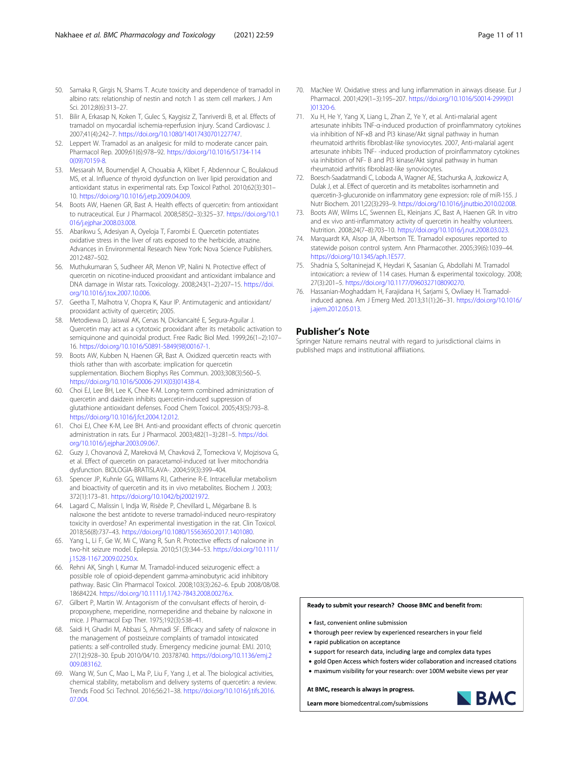50. Samaka R, Girgis N, Shams T. Acute toxicity and dependence of tramadol in albino rats: relationship of nestin and notch 1 as stem cell markers. J Am Sci. 2012;8(6):313–27.
51. Bilir A, Erkasap N, Koken T, Gulec S, Kaygisiz Z, Tanriverdi B, et al. Effects of tramadol on myocardial ischemia-reperfusion injury. Scand Cardiovasc J. 2007;41(4):242–7. https://doi.org/10.1080/14017430701227747.
52. Leppert W. Tramadol as an analgesic for mild to moderate cancer pain. Pharmacol Rep. 2009;61(6):978–92. https://doi.org/10.1016/S1734-1140(09)70159-8.
53. Messarah M, Boumendjel A, Chouabia A, Klibet F, Abdennour C, Boulakoud MS, et al. Influence of thyroid dysfunction on liver lipid peroxidation and antioxidant status in experimental rats. Exp Toxicol Pathol. 2010;62(3):301–10. https://doi.org/10.1016/j.etp.2009.04.009.
54. Boots AW, Haenen GR, Bast A. Health effects of quercetin: from antioxidant to nutraceutical. Eur J Pharmacol. 2008;585(2–3):325–37. https://doi.org/10.1016/j.ejphar.2008.03.008.
55. Abarikwu S, Adesiyan A, Oyeloja T, Farombi E. Quercetin potentiates oxidative stress in the liver of rats exposed to the herbicide, atrazine. Advances in Environmental Research New York: Nova Science Publishers. 2012:487–502.
56. Muthukumaran S, Sudheer AR, Menon VP, Nalini N. Protective effect of quercetin on nicotine-induced prooxidant and antioxidant imbalance and DNA damage in Wistar rats. Toxicology. 2008;243(1–2):207–15. https://doi.org/10.1016/j.tox.2007.10.006.
57. Geetha T, Malhotra V, Chopra K, Kaur IP. Antimutagenic and antioxidant/prooxidant activity of quercetin; 2005.
58. Metodiewa D, Jaiswal AK, Cenas N, Dickancaité E, Segura-Aguilar J. Quercetin may act as a cytotoxic prooxidant after its metabolic activation to semiquinone and quinoidal product. Free Radic Biol Med. 1999;26(1–2):107–16. https://doi.org/10.1016/S0891-5849(98)00167-1.
59. Boots AW, Kubben N, Haenen GR, Bast A. Oxidized quercetin reacts with thiols rather than with ascorbate: implication for quercetin supplementation. Biochem Biophys Res Commun. 2003;308(3):560–5. https://doi.org/10.1016/S0006-291X(03)01438-4.
60. Choi EJ, Lee BH, Lee K, Chee K-M. Long-term combined administration of quercetin and daidzein inhibits quercetin-induced suppression of glutathione antioxidant defenses. Food Chem Toxicol. 2005;43(5):793–8. https://doi.org/10.1016/j.fct.2004.12.012.
61. Choi EJ, Chee K-M, Lee BH. Anti-and prooxidant effects of chronic quercetin administration in rats. Eur J Pharmacol. 2003;482(1–3):281–5. https://doi.org/10.1016/j.ejphar.2003.09.067.
62. Guzy J, Chovanová Z, Mareková M, Chavková Z, Tomeckova V, Mojzisova G, et al. Effect of quercetin on paracetamol-induced rat liver mitochondria dysfunction. BIOLOGIA-BRATISLAVA-. 2004;59(3):399–404.
63. Spencer JP, Kuhnle GG, Williams RJ, Catherine R-E. Intracellular metabolism and bioactivity of quercetin and its in vivo metabolites. Biochem J. 2003;372(1):173–81. https://doi.org/10.1042/bj20021972.
64. Lagard C, Malissin I, Indja W, Risède P, Chevillard L, Mégarbane B. Is naloxone the best antidote to reverse tramadol-induced neuro-respiratory toxicity in overdose? An experimental investigation in the rat. Clin Toxicol. 2018;56(8):737–43. https://doi.org/10.1080/15563650.2017.1401080.
65. Yang L, Li F, Ge W, Mi C, Wang R, Sun R. Protective effects of naloxone in two-hit seizure model. Epilepsia. 2010;51(3):344–53. https://doi.org/10.1111/j.1528-1167.2009.02250.x.
66. Rehni AK, Singh I, Kumar M. Tramadol-induced seizurogenic effect: a possible role of opioid-dependent gamma-aminobutyric acid inhibitory pathway. Basic Clin Pharmacol Toxicol. 2008;103(3):262–6. Epub 2008/08/08. 18684224. https://doi.org/10.1111/j.1742-7843.2008.00276.x.
67. Gilbert P, Martin W. Antagonism of the convulsant effects of heroin, d-propoxyphene, meperidine, normeperidine and thebaine by naloxone in mice. J Pharmacol Exp Ther. 1975;192(3):538–41.
68. Saidi H, Ghadiri M, Abbasi S, Ahmadi SF. Efficacy and safety of naloxone in the management of postseizure complaints of tramadol intoxicated patients: a self-controlled study. Emergency medicine journal: EMJ. 2010;27(12):928–30. Epub 2010/04/10. 20378740. https://doi.org/10.1136/emj.2009.083162.
69. Wang W, Sun C, Mao L, Ma P, Liu F, Yang J, et al. The biological activities, chemical stability, metabolism and delivery systems of quercetin: a review. Trends Food Sci Technol. 2016;56:21–38. https://doi.org/10.1016/j.tifs.2016.07.004.
70. MacNee W. Oxidative stress and lung inflammation in airways disease. Eur J Pharmacol. 2001;429(1–3):195–207. https://doi.org/10.1016/S0014-2999(01)01320-6.
71. Xu H, He Y, Yang X, Liang L, Zhan Z, Ye Y, et al. Anti-malarial agent artesunate inhibits TNF-α-induced production of proinflammatory cytokines via inhibition of NF-κB and PI3 kinase/Akt signal pathway in human rheumatoid arthritis fibroblast-like synoviocytes. 2007, Anti-malarial agent artesunate inhibits TNF- -induced production of proinflammatory cytokines via inhibition of NF- B and PI3 kinase/Akt signal pathway in human rheumatoid arthritis fibroblast-like synoviocytes.
72. Boesch-Saadatmandi C, Loboda A, Wagner AE, Stachurska A, Jozkowicz A, Dulak J, et al. Effect of quercetin and its metabolites isorhamnetin and quercetin-3-glucuronide on inflammatory gene expression: role of miR-155. J Nutr Biochem. 2011;22(3):293–9. https://doi.org/10.1016/j.jnutbio.2010.02.008.
73. Boots AW, Wilms LC, Swennen EL, Kleinjans JC, Bast A, Haenen GR. In vitro and ex vivo anti-inflammatory activity of quercetin in healthy volunteers. Nutrition. 2008;24(7–8):703–10. https://doi.org/10.1016/j.nut.2008.03.023.
74. Marquardt KA, Alsop JA, Albertson TE. Tramadol exposures reported to statewide poison control system. Ann Pharmacother. 2005;39(6):1039–44. https://doi.org/10.1345/aph.1E577.
75. Shadnia S, Soltaninejad K, Heydari K, Sasanian G, Abdollahi M. Tramadol intoxication: a review of 114 cases. Human & experimental toxicology. 2008;27(3):201–5. https://doi.org/10.1177/0960327108090270.
76. Hassanian-Moghaddam H, Farajidana H, Sarjami S, Owliaey H. Tramadol-induced apnea. Am J Emerg Med. 2013;31(1):26–31. https://doi.org/10.1016/j.ajem.2012.05.013.

## Publisher's Note

Springer Nature remains neutral with regard to jurisdictional claims in published maps and institutional affiliations.

**Ready to submit your research? Choose BMC and benefit from:**

- fast, convenient online submission
- thorough peer review by experienced researchers in your field
- rapid publication on acceptance
- support for research data, including large and complex data types
- gold Open Access which fosters wider collaboration and increased citations
- maximum visibility for your research: over 100M website views per year

**At BMC, research is always in progress.**

**Learn more** biomedcentral.com/submissions

BMC